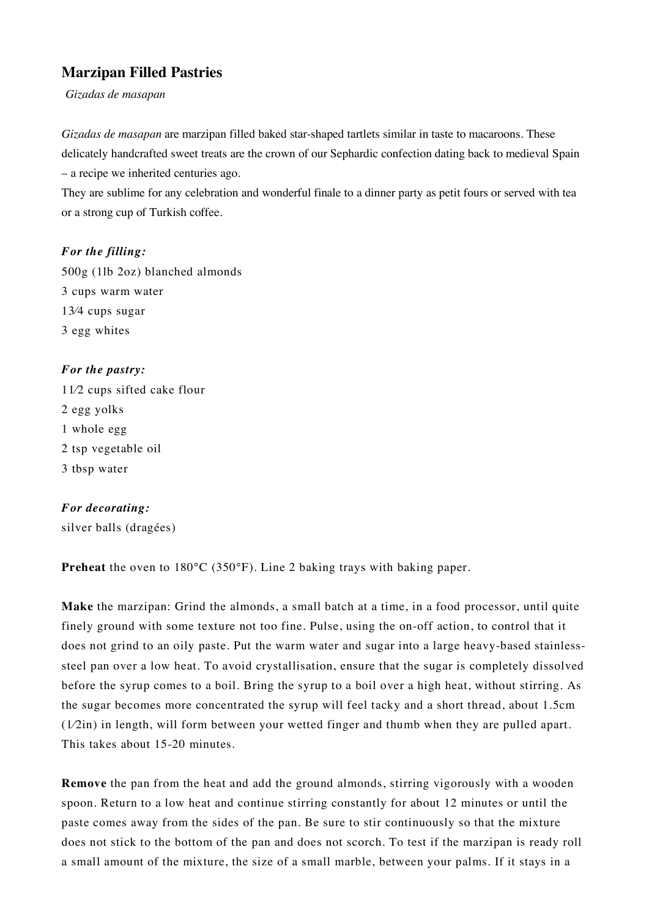## Marzipan Filled Pastries

*Gizadas de masapan*

*Gizadas de masapan* are marzipan filled baked star-shaped tartlets similar in taste to macaroons. These delicately handcrafted sweet treats are the crown of our Sephardic confection dating back to medieval Spain – a recipe we inherited centuries ago.

They are sublime for any celebration and wonderful finale to a dinner party as petit fours or served with tea or a strong cup of Turkish coffee.

***For the filling:***

500g (1lb 2oz) blanched almonds
3 cups warm water
1 3⁄4 cups sugar
3 egg whites

***For the pastry:***

1 1⁄2 cups sifted cake flour
2 egg yolks
1 whole egg
2 tsp vegetable oil
3 tbsp water

***For decorating:***

silver balls (dragées)

**Preheat** the oven to 180°C (350°F). Line 2 baking trays with baking paper.

**Make** the marzipan: Grind the almonds, a small batch at a time, in a food processor, until quite finely ground with some texture not too fine. Pulse, using the on-off action, to control that it does not grind to an oily paste. Put the warm water and sugar into a large heavy-based stainless-steel pan over a low heat. To avoid crystallisation, ensure that the sugar is completely dissolved before the syrup comes to a boil. Bring the syrup to a boil over a high heat, without stirring. As the sugar becomes more concentrated the syrup will feel tacky and a short thread, about 1.5cm (1⁄2in) in length, will form between your wetted finger and thumb when they are pulled apart. This takes about 15-20 minutes.

**Remove** the pan from the heat and add the ground almonds, stirring vigorously with a wooden spoon. Return to a low heat and continue stirring constantly for about 12 minutes or until the paste comes away from the sides of the pan. Be sure to stir continuously so that the mixture does not stick to the bottom of the pan and does not scorch. To test if the marzipan is ready roll a small amount of the mixture, the size of a small marble, between your palms. If it stays in a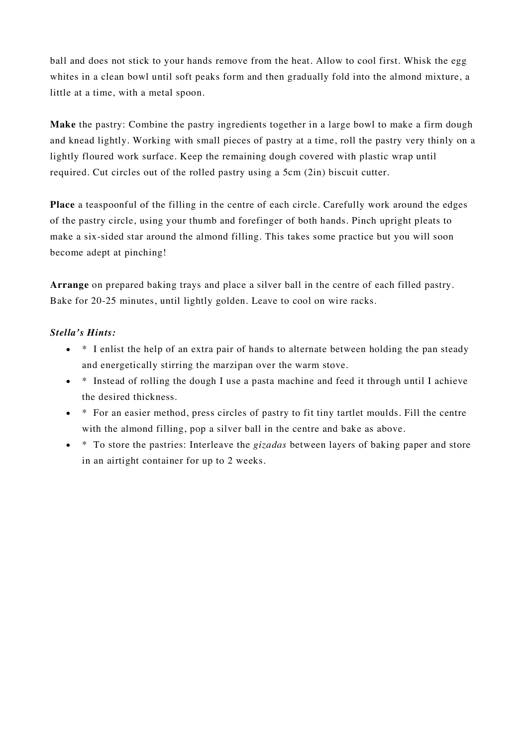ball and does not stick to your hands remove from the heat. Allow to cool first. Whisk the egg whites in a clean bowl until soft peaks form and then gradually fold into the almond mixture, a little at a time, with a metal spoon.

**Make** the pastry: Combine the pastry ingredients together in a large bowl to make a firm dough and knead lightly. Working with small pieces of pastry at a time, roll the pastry very thinly on a lightly floured work surface. Keep the remaining dough covered with plastic wrap until required. Cut circles out of the rolled pastry using a 5cm (2in) biscuit cutter.

**Place** a teaspoonful of the filling in the centre of each circle. Carefully work around the edges of the pastry circle, using your thumb and forefinger of both hands. Pinch upright pleats to make a six-sided star around the almond filling. This takes some practice but you will soon become adept at pinching!

**Arrange** on prepared baking trays and place a silver ball in the centre of each filled pastry. Bake for 20-25 minutes, until lightly golden. Leave to cool on wire racks.

***Stella's Hints:***

- * I enlist the help of an extra pair of hands to alternate between holding the pan steady and energetically stirring the marzipan over the warm stove.
- * Instead of rolling the dough I use a pasta machine and feed it through until I achieve the desired thickness.
- * For an easier method, press circles of pastry to fit tiny tartlet moulds. Fill the centre with the almond filling, pop a silver ball in the centre and bake as above.
- * To store the pastries: Interleave the *gizadas* between layers of baking paper and store in an airtight container for up to 2 weeks.